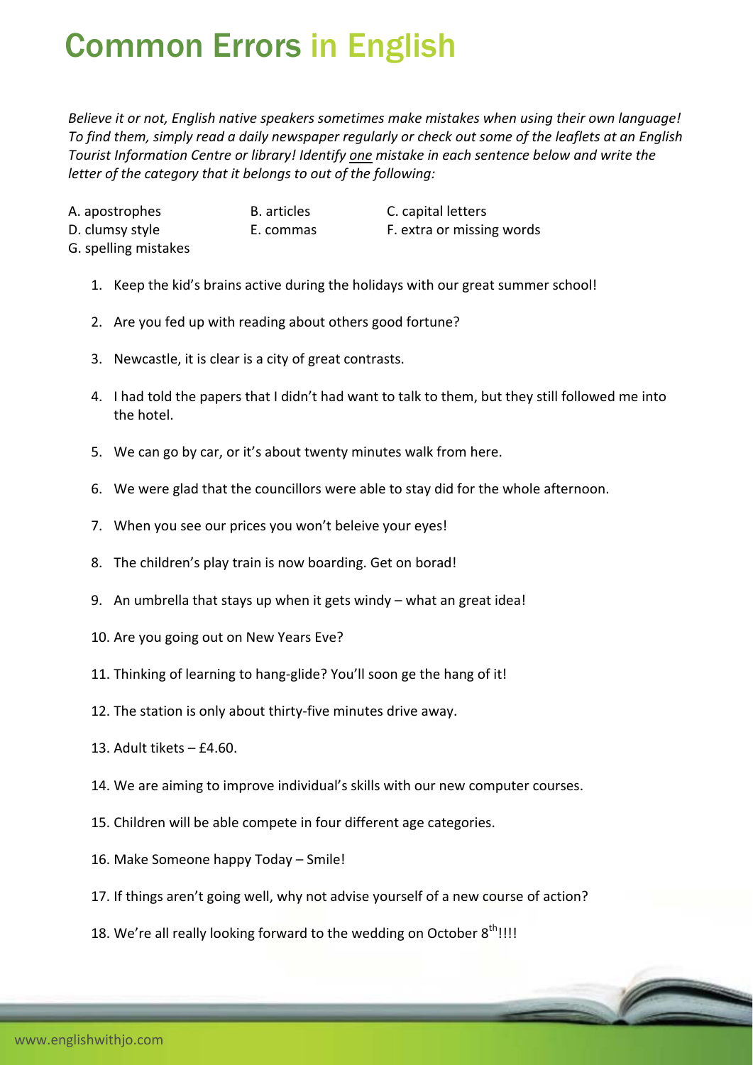# Common Errors in English

*Believe it or not, English native speakers sometimes make mistakes when using their own language! To find them, simply read a daily newspaper regularly or check out some of the leaflets at an English Tourist Information Centre or library! Identify one mistake in each sentence below and write the letter of the category that it belongs to out of the following:*

A. apostrophes
B. articles
C. capital letters
D. clumsy style
E. commas
F. extra or missing words
G. spelling mistakes

1. Keep the kid's brains active during the holidays with our great summer school!
2. Are you fed up with reading about others good fortune?
3. Newcastle, it is clear is a city of great contrasts.
4. I had told the papers that I didn't had want to talk to them, but they still followed me into the hotel.
5. We can go by car, or it's about twenty minutes walk from here.
6. We were glad that the councillors were able to stay did for the whole afternoon.
7. When you see our prices you won't beleive your eyes!
8. The children's play train is now boarding. Get on borad!
9. An umbrella that stays up when it gets windy – what an great idea!
10. Are you going out on New Years Eve?
11. Thinking of learning to hang-glide? You'll soon ge the hang of it!
12. The station is only about thirty-five minutes drive away.
13. Adult tikets – £4.60.
14. We are aiming to improve individual's skills with our new computer courses.
15. Children will be able compete in four different age categories.
16. Make Someone happy Today – Smile!
17. If things aren't going well, why not advise yourself of a new course of action?
18. We're all really looking forward to the wedding on October 8th!!!!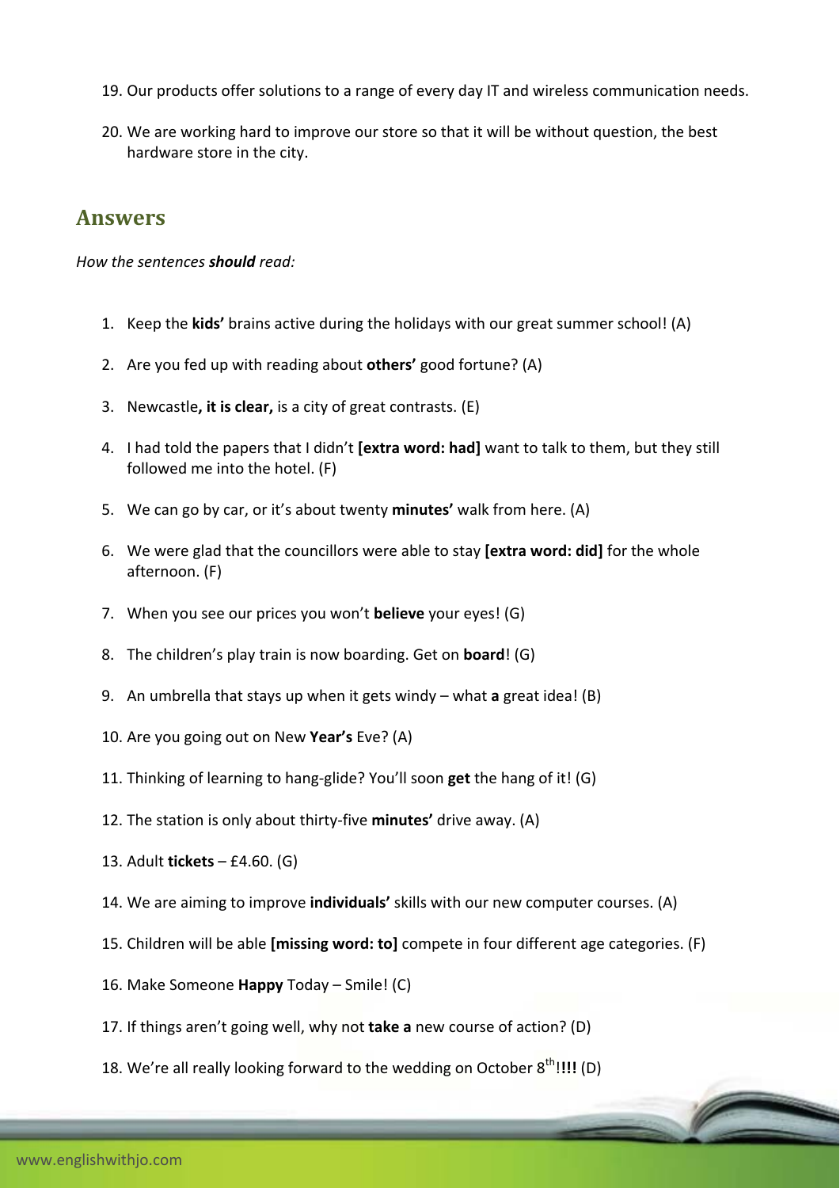19. Our products offer solutions to a range of every day IT and wireless communication needs.

20. We are working hard to improve our store so that it will be without question, the best hardware store in the city.

## Answers

*How the sentences **should** read:*

1. Keep the **kids'** brains active during the holidays with our great summer school! (A)

2. Are you fed up with reading about **others'** good fortune? (A)

3. Newcastle**, it is clear,** is a city of great contrasts. (E)

4. I had told the papers that I didn't **[extra word: had]** want to talk to them, but they still followed me into the hotel. (F)

5. We can go by car, or it's about twenty **minutes'** walk from here. (A)

6. We were glad that the councillors were able to stay **[extra word: did]** for the whole afternoon. (F)

7. When you see our prices you won't **believe** your eyes! (G)

8. The children's play train is now boarding. Get on **board**! (G)

9. An umbrella that stays up when it gets windy – what **a** great idea! (B)

10. Are you going out on New **Year's** Eve? (A)

11. Thinking of learning to hang-glide? You'll soon **get** the hang of it! (G)

12. The station is only about thirty-five **minutes'** drive away. (A)

13. Adult **tickets** – £4.60. (G)

14. We are aiming to improve **individuals'** skills with our new computer courses. (A)

15. Children will be able **[missing word: to]** compete in four different age categories. (F)

16. Make Someone **Happy** Today – Smile! (C)

17. If things aren't going well, why not **take a** new course of action? (D)

18. We're all really looking forward to the wedding on October 8th!**!!!** (D)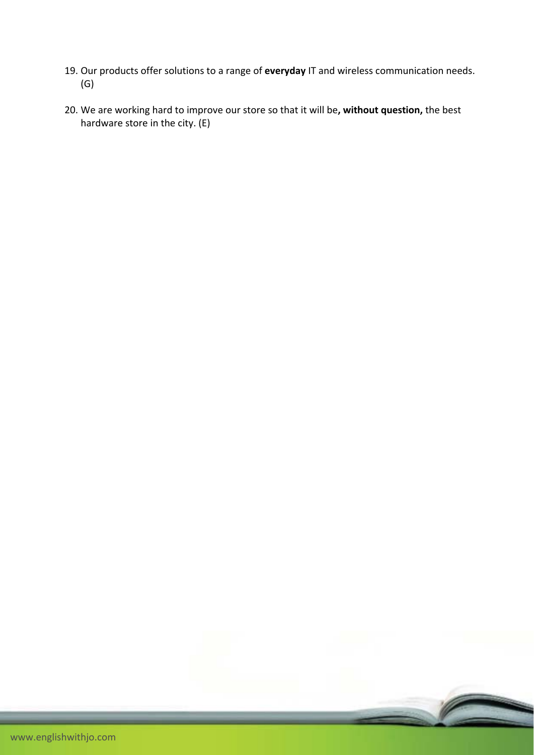19. Our products offer solutions to a range of **everyday** IT and wireless communication needs. (G)

20. We are working hard to improve our store so that it will be**, without question,** the best hardware store in the city. (E)